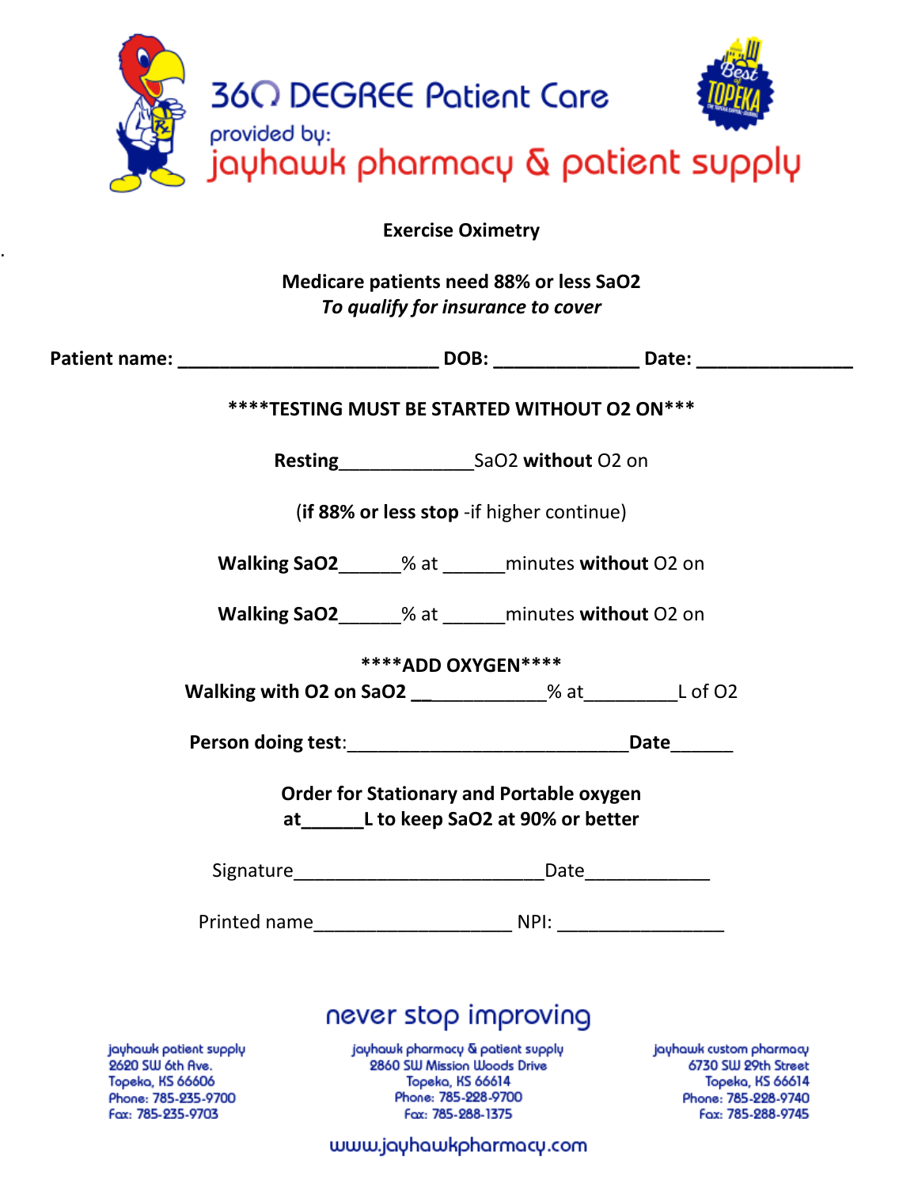# 360 DEGREE Patient Care

provided by:

jayhawk pharmacy & patient supply

**Exercise Oximetry**

**Medicare patients need 88% or less SaO2**
***To qualify for insurance to cover***

**Patient name:** __________________________ **DOB:** ______________ **Date:** ________________

**\*\*\*\*TESTING MUST BE STARTED WITHOUT O2 ON\*\*\***

**Resting**_____________SaO2 **without** O2 on

(**if 88% or less stop** -if higher continue)

**Walking SaO2**______% at ______minutes **without** O2 on

**Walking SaO2**______% at ______minutes **without** O2 on

**\*\*\*\*ADD OXYGEN\*\*\*\***

**Walking with O2 on SaO2** ______________% at_________L of O2

**Person doing test**:____________________________**Date**______

**Order for Stationary and Portable oxygen at______L to keep SaO2 at 90% or better**

Signature_________________________Date____________

Printed name____________________ NPI: ________________

never stop improving

jayhawk patient supply
2620 SW 6th Ave.
Topeka, KS 66606
Phone: 785-235-9700
Fax: 785-235-9703

jayhawk pharmacy & patient supply
2860 SW Mission Woods Drive
Topeka, KS 66614
Phone: 785-228-9700
Fax: 785-288-1375

jayhawk custom pharmacy
6730 SW 29th Street
Topeka, KS 66614
Phone: 785-228-9740
Fax: 785-288-9745

www.jayhawkpharmacy.com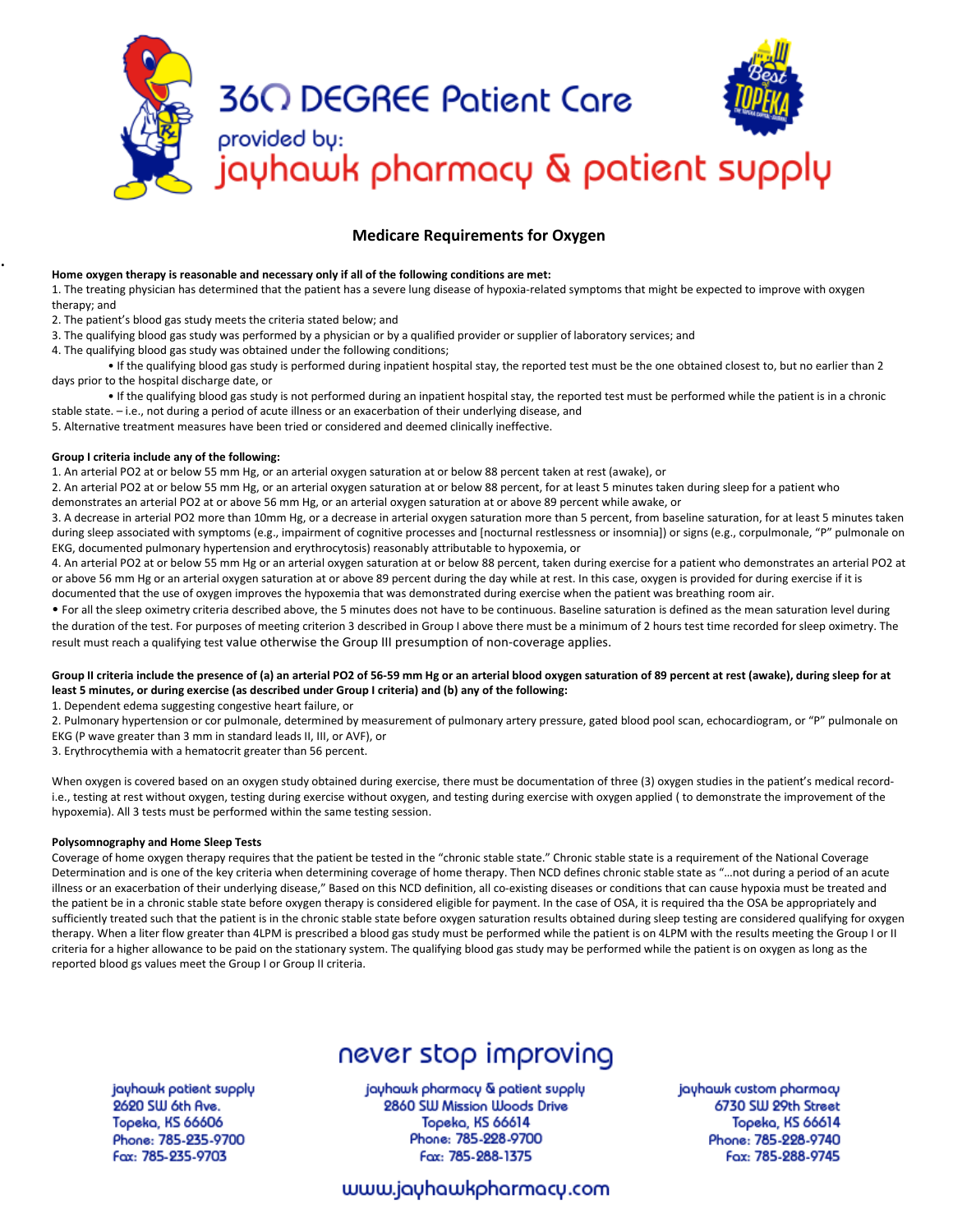# 360 DEGREE Patient Care

provided by: jayhawk pharmacy & patient supply

## Medicare Requirements for Oxygen

**Home oxygen therapy is reasonable and necessary only if all of the following conditions are met:**

1. The treating physician has determined that the patient has a severe lung disease of hypoxia-related symptoms that might be expected to improve with oxygen therapy; and
2. The patient's blood gas study meets the criteria stated below; and
3. The qualifying blood gas study was performed by a physician or by a qualified provider or supplier of laboratory services; and
4. The qualifying blood gas study was obtained under the following conditions;
   - If the qualifying blood gas study is performed during inpatient hospital stay, the reported test must be the one obtained closest to, but no earlier than 2 days prior to the hospital discharge date, or
   - If the qualifying blood gas study is not performed during an inpatient hospital stay, the reported test must be performed while the patient is in a chronic stable state. – i.e., not during a period of acute illness or an exacerbation of their underlying disease, and
5. Alternative treatment measures have been tried or considered and deemed clinically ineffective.

**Group I criteria include any of the following:**

1. An arterial PO2 at or below 55 mm Hg, or an arterial oxygen saturation at or below 88 percent taken at rest (awake), or
2. An arterial PO2 at or below 55 mm Hg, or an arterial oxygen saturation at or below 88 percent, for at least 5 minutes taken during sleep for a patient who demonstrates an arterial PO2 at or above 56 mm Hg, or an arterial oxygen saturation at or above 89 percent while awake, or
3. A decrease in arterial PO2 more than 10mm Hg, or a decrease in arterial oxygen saturation more than 5 percent, from baseline saturation, for at least 5 minutes taken during sleep associated with symptoms (e.g., impairment of cognitive processes and [nocturnal restlessness or insomnia]) or signs (e.g., corpulmonale, "P" pulmonale on EKG, documented pulmonary hypertension and erythrocytosis) reasonably attributable to hypoxemia, or
4. An arterial PO2 at or below 55 mm Hg or an arterial oxygen saturation at or below 88 percent, taken during exercise for a patient who demonstrates an arterial PO2 at or above 56 mm Hg or an arterial oxygen saturation at or above 89 percent during the day while at rest. In this case, oxygen is provided for during exercise if it is documented that the use of oxygen improves the hypoxemia that was demonstrated during exercise when the patient was breathing room air.

- For all the sleep oximetry criteria described above, the 5 minutes does not have to be continuous. Baseline saturation is defined as the mean saturation level during the duration of the test. For purposes of meeting criterion 3 described in Group I above there must be a minimum of 2 hours test time recorded for sleep oximetry. The result must reach a qualifying test value otherwise the Group III presumption of non-coverage applies.

**Group II criteria include the presence of (a) an arterial PO2 of 56-59 mm Hg or an arterial blood oxygen saturation of 89 percent at rest (awake), during sleep for at least 5 minutes, or during exercise (as described under Group I criteria) and (b) any of the following:**

1. Dependent edema suggesting congestive heart failure, or
2. Pulmonary hypertension or cor pulmonale, determined by measurement of pulmonary artery pressure, gated blood pool scan, echocardiogram, or "P" pulmonale on EKG (P wave greater than 3 mm in standard leads II, III, or AVF), or
3. Erythrocythemia with a hematocrit greater than 56 percent.

When oxygen is covered based on an oxygen study obtained during exercise, there must be documentation of three (3) oxygen studies in the patient's medical record- i.e., testing at rest without oxygen, testing during exercise without oxygen, and testing during exercise with oxygen applied ( to demonstrate the improvement of the hypoxemia). All 3 tests must be performed within the same testing session.

**Polysomnography and Home Sleep Tests**

Coverage of home oxygen therapy requires that the patient be tested in the "chronic stable state." Chronic stable state is a requirement of the National Coverage Determination and is one of the key criteria when determining coverage of home therapy. Then NCD defines chronic stable state as "…not during a period of an acute illness or an exacerbation of their underlying disease," Based on this NCD definition, all co-existing diseases or conditions that can cause hypoxia must be treated and the patient be in a chronic stable state before oxygen therapy is considered eligible for payment. In the case of OSA, it is required tha the OSA be appropriately and sufficiently treated such that the patient is in the chronic stable state before oxygen saturation results obtained during sleep testing are considered qualifying for oxygen therapy. When a liter flow greater than 4LPM is prescribed a blood gas study must be performed while the patient is on 4LPM with the results meeting the Group I or II criteria for a higher allowance to be paid on the stationary system. The qualifying blood gas study may be performed while the patient is on oxygen as long as the reported blood gs values meet the Group I or Group II criteria.

never stop improving

jayhawk patient supply
2620 SW 6th Ave.
Topeka, KS 66606
Phone: 785-235-9700
Fax: 785-235-9703

jayhawk pharmacy & patient supply
2860 SW Mission Woods Drive
Topeka, KS 66614
Phone: 785-228-9700
Fax: 785-288-1375

jayhawk custom pharmacy
6730 SW 29th Street
Topeka, KS 66614
Phone: 785-228-9740
Fax: 785-288-9745

www.jayhawkpharmacy.com